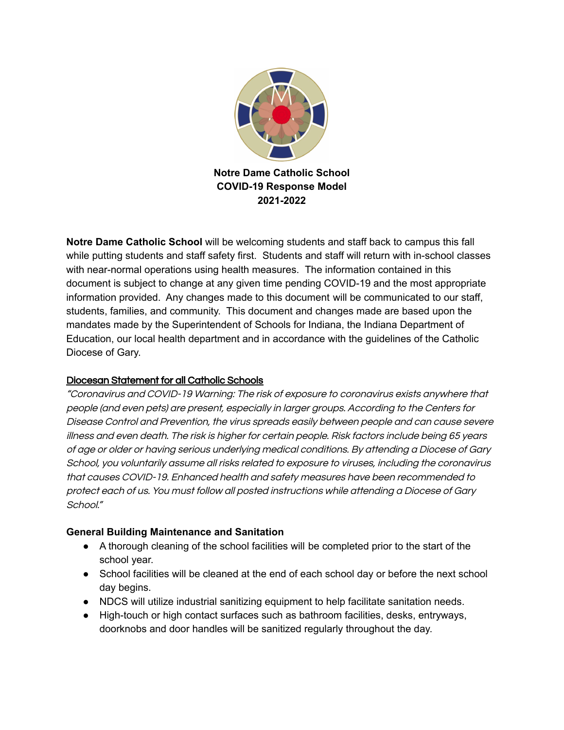# Notre Dame Catholic School
## COVID-19 Response Model
## 2021-2022

**Notre Dame Catholic School** will be welcoming students and staff back to campus this fall while putting students and staff safety first. Students and staff will return with in-school classes with near-normal operations using health measures. The information contained in this document is subject to change at any given time pending COVID-19 and the most appropriate information provided. Any changes made to this document will be communicated to our staff, students, families, and community. This document and changes made are based upon the mandates made by the Superintendent of Schools for Indiana, the Indiana Department of Education, our local health department and in accordance with the guidelines of the Catholic Diocese of Gary.

### Diocesan Statement for all Catholic Schools

*"Coronavirus and COVID-19 Warning: The risk of exposure to coronavirus exists anywhere that people (and even pets) are present, especially in larger groups. According to the Centers for Disease Control and Prevention, the virus spreads easily between people and can cause severe illness and even death. The risk is higher for certain people. Risk factors include being 65 years of age or older or having serious underlying medical conditions. By attending a Diocese of Gary School, you voluntarily assume all risks related to exposure to viruses, including the coronavirus that causes COVID-19. Enhanced health and safety measures have been recommended to protect each of us. You must follow all posted instructions while attending a Diocese of Gary School."*

### General Building Maintenance and Sanitation

- A thorough cleaning of the school facilities will be completed prior to the start of the school year.
- School facilities will be cleaned at the end of each school day or before the next school day begins.
- NDCS will utilize industrial sanitizing equipment to help facilitate sanitation needs.
- High-touch or high contact surfaces such as bathroom facilities, desks, entryways, doorknobs and door handles will be sanitized regularly throughout the day.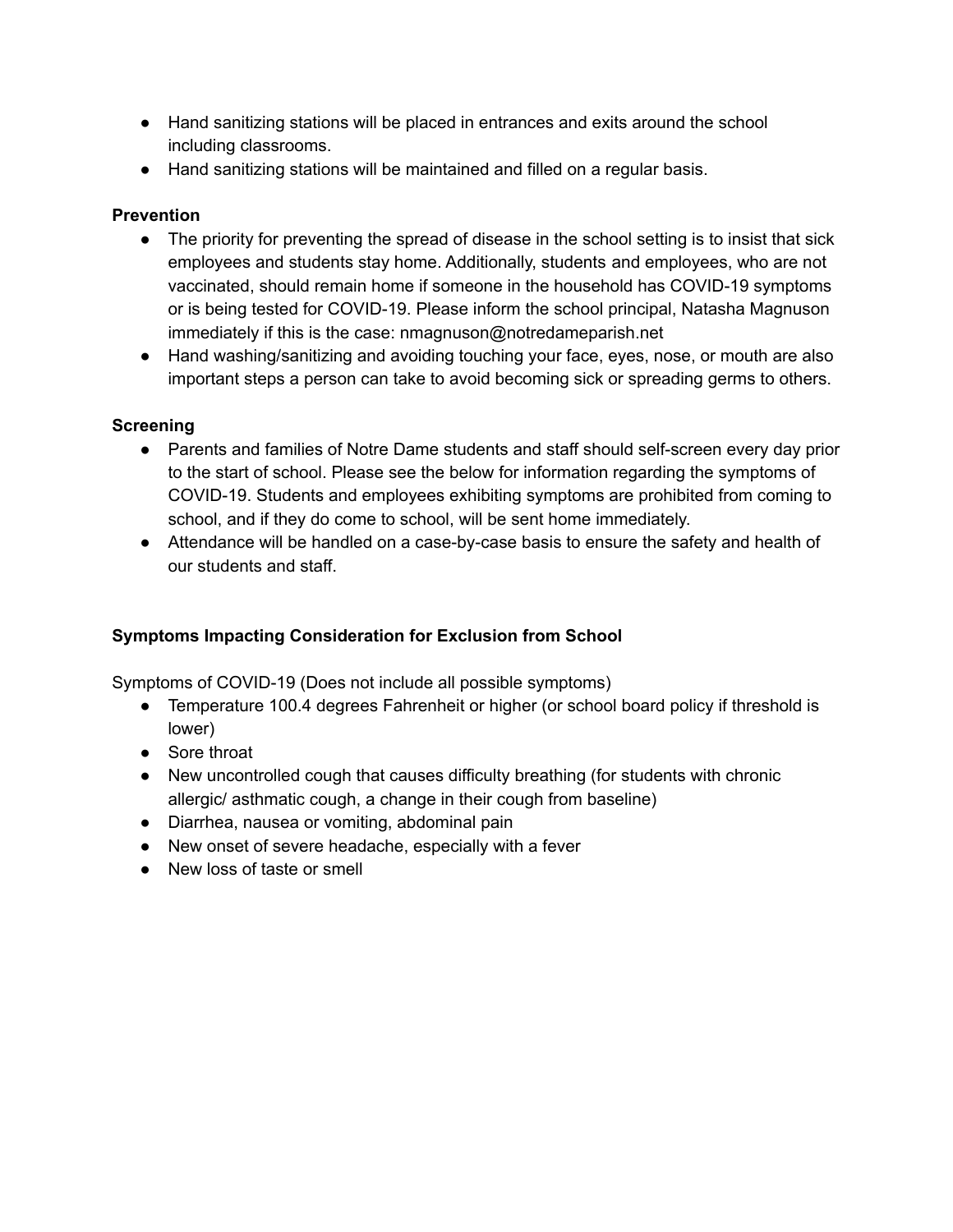- Hand sanitizing stations will be placed in entrances and exits around the school including classrooms.
- Hand sanitizing stations will be maintained and filled on a regular basis.

**Prevention**

- The priority for preventing the spread of disease in the school setting is to insist that sick employees and students stay home. Additionally, students and employees, who are not vaccinated, should remain home if someone in the household has COVID-19 symptoms or is being tested for COVID-19. Please inform the school principal, Natasha Magnuson immediately if this is the case: nmagnuson@notredameparish.net
- Hand washing/sanitizing and avoiding touching your face, eyes, nose, or mouth are also important steps a person can take to avoid becoming sick or spreading germs to others.

**Screening**

- Parents and families of Notre Dame students and staff should self-screen every day prior to the start of school. Please see the below for information regarding the symptoms of COVID-19. Students and employees exhibiting symptoms are prohibited from coming to school, and if they do come to school, will be sent home immediately.
- Attendance will be handled on a case-by-case basis to ensure the safety and health of our students and staff.

**Symptoms Impacting Consideration for Exclusion from School**

Symptoms of COVID-19 (Does not include all possible symptoms)

- Temperature 100.4 degrees Fahrenheit or higher (or school board policy if threshold is lower)
- Sore throat
- New uncontrolled cough that causes difficulty breathing (for students with chronic allergic/ asthmatic cough, a change in their cough from baseline)
- Diarrhea, nausea or vomiting, abdominal pain
- New onset of severe headache, especially with a fever
- New loss of taste or smell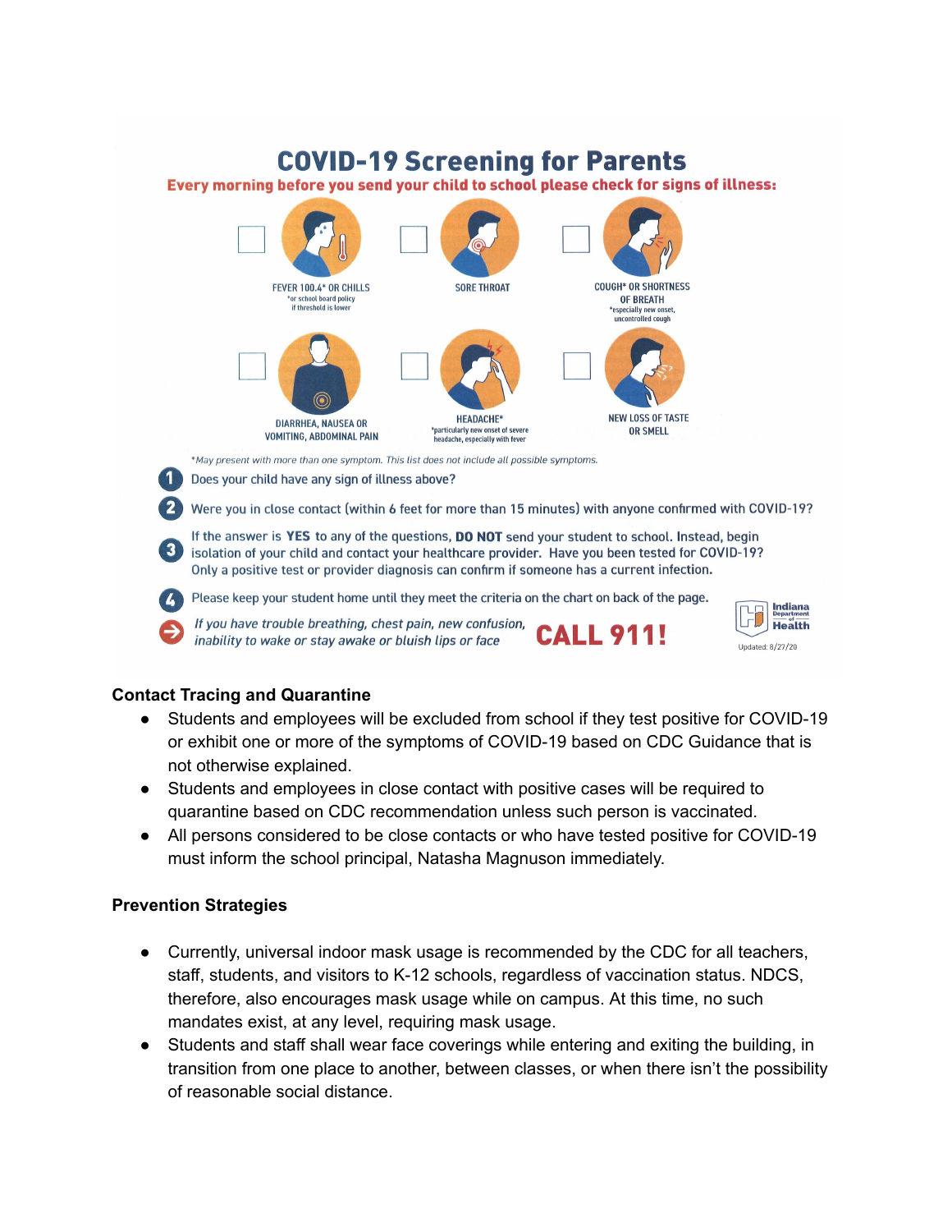# COVID-19 Screening for Parents

**Every morning before you send your child to school please check for signs of illness:**

- ☐ FEVER 100.4° OR CHILLS
  *or school board policy if threshold is lower
- ☐ SORE THROAT
- ☐ COUGH* OR SHORTNESS OF BREATH
  *especially new onset, uncontrolled cough
- ☐ DIARRHEA, NAUSEA OR VOMITING, ABDOMINAL PAIN
- ☐ HEADACHE*
  *particularly new onset of severe headache, especially with fever
- ☐ NEW LOSS OF TASTE OR SMELL

*\*May present with more than one symptom. This list does not include all possible symptoms.*

1. Does your child have any sign of illness above?
2. Were you in close contact (within 6 feet for more than 15 minutes) with anyone confirmed with COVID-19?
3. If the answer is **YES** to any of the questions, **DO NOT** send your student to school. Instead, begin isolation of your child and contact your healthcare provider. Have you been tested for COVID-19? Only a positive test or provider diagnosis can confirm if someone has a current infection.
4. Please keep your student home until they meet the criteria on the chart on back of the page.

➔ *If you have trouble breathing, chest pain, new confusion, inability to wake or stay awake or bluish lips or face* **CALL 911!**

Indiana Department of Health

Updated: 8/27/20

**Contact Tracing and Quarantine**

- Students and employees will be excluded from school if they test positive for COVID-19 or exhibit one or more of the symptoms of COVID-19 based on CDC Guidance that is not otherwise explained.
- Students and employees in close contact with positive cases will be required to quarantine based on CDC recommendation unless such person is vaccinated.
- All persons considered to be close contacts or who have tested positive for COVID-19 must inform the school principal, Natasha Magnuson immediately.

**Prevention Strategies**

- Currently, universal indoor mask usage is recommended by the CDC for all teachers, staff, students, and visitors to K-12 schools, regardless of vaccination status. NDCS, therefore, also encourages mask usage while on campus. At this time, no such mandates exist, at any level, requiring mask usage.
- Students and staff shall wear face coverings while entering and exiting the building, in transition from one place to another, between classes, or when there isn't the possibility of reasonable social distance.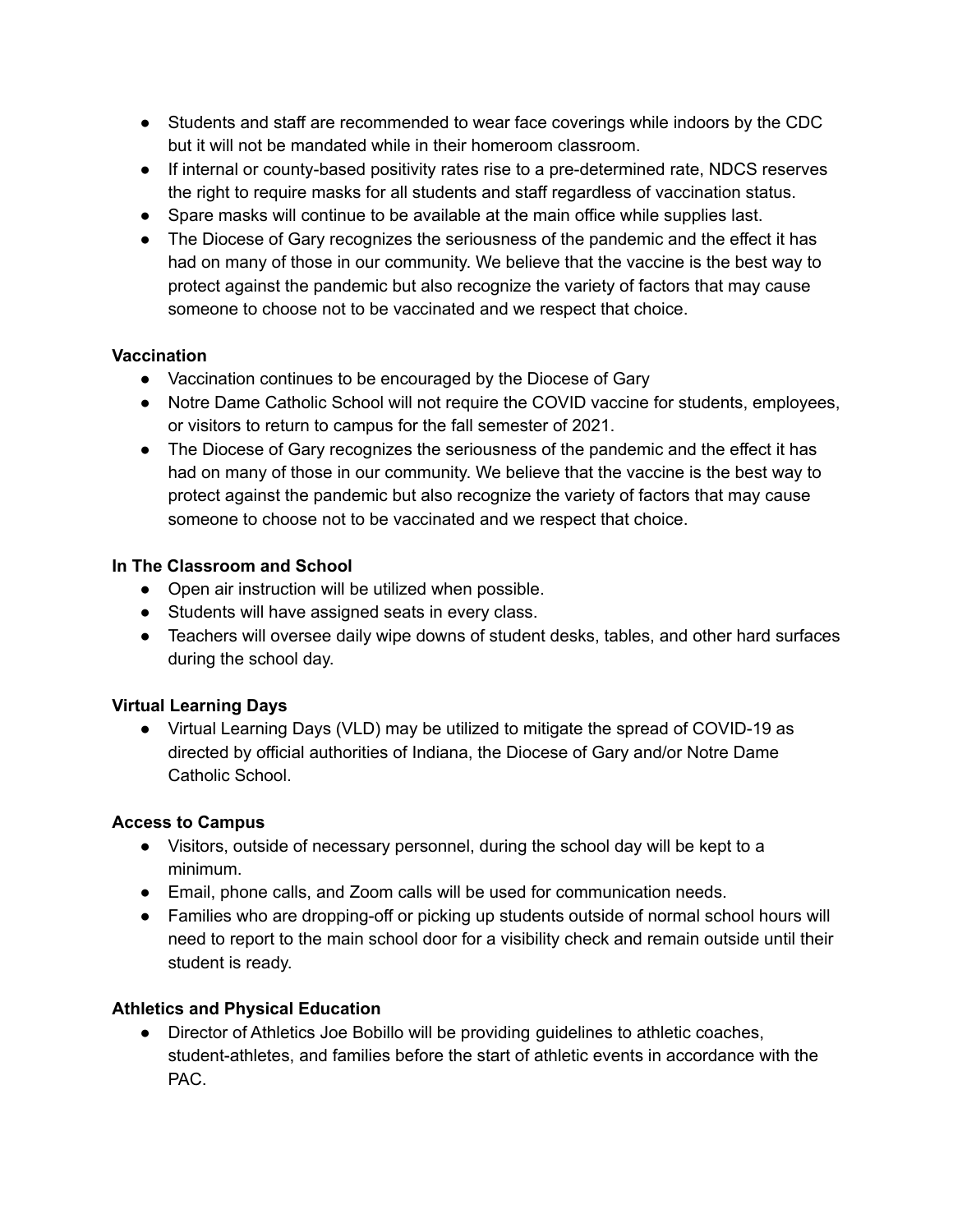- Students and staff are recommended to wear face coverings while indoors by the CDC but it will not be mandated while in their homeroom classroom.
- If internal or county-based positivity rates rise to a pre-determined rate, NDCS reserves the right to require masks for all students and staff regardless of vaccination status.
- Spare masks will continue to be available at the main office while supplies last.
- The Diocese of Gary recognizes the seriousness of the pandemic and the effect it has had on many of those in our community. We believe that the vaccine is the best way to protect against the pandemic but also recognize the variety of factors that may cause someone to choose not to be vaccinated and we respect that choice.

**Vaccination**

- Vaccination continues to be encouraged by the Diocese of Gary
- Notre Dame Catholic School will not require the COVID vaccine for students, employees, or visitors to return to campus for the fall semester of 2021.
- The Diocese of Gary recognizes the seriousness of the pandemic and the effect it has had on many of those in our community. We believe that the vaccine is the best way to protect against the pandemic but also recognize the variety of factors that may cause someone to choose not to be vaccinated and we respect that choice.

**In The Classroom and School**

- Open air instruction will be utilized when possible.
- Students will have assigned seats in every class.
- Teachers will oversee daily wipe downs of student desks, tables, and other hard surfaces during the school day.

**Virtual Learning Days**

- Virtual Learning Days (VLD) may be utilized to mitigate the spread of COVID-19 as directed by official authorities of Indiana, the Diocese of Gary and/or Notre Dame Catholic School.

**Access to Campus**

- Visitors, outside of necessary personnel, during the school day will be kept to a minimum.
- Email, phone calls, and Zoom calls will be used for communication needs.
- Families who are dropping-off or picking up students outside of normal school hours will need to report to the main school door for a visibility check and remain outside until their student is ready.

**Athletics and Physical Education**

- Director of Athletics Joe Bobillo will be providing guidelines to athletic coaches, student-athletes, and families before the start of athletic events in accordance with the PAC.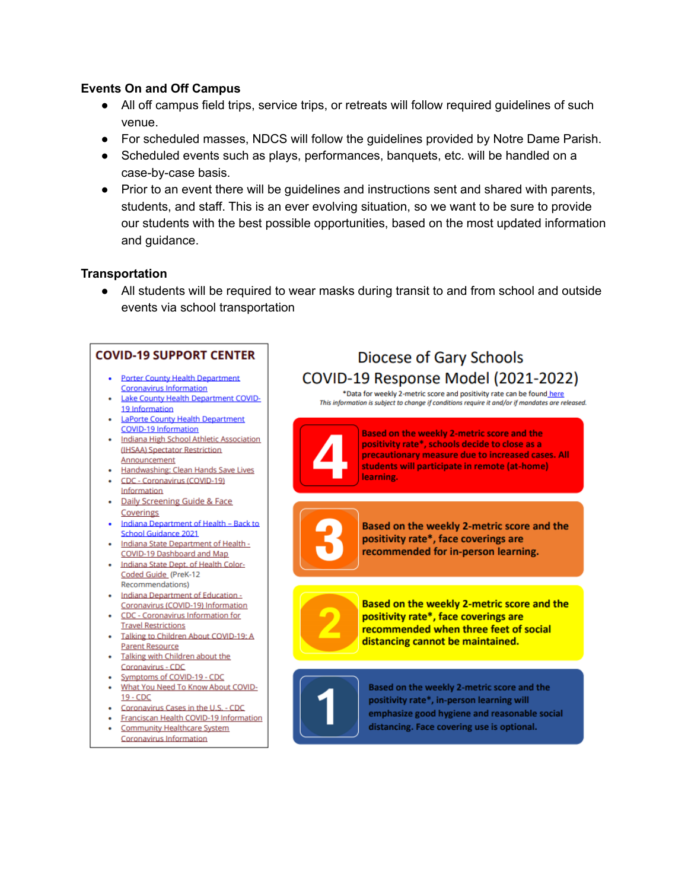**Events On and Off Campus**

- All off campus field trips, service trips, or retreats will follow required guidelines of such venue.
- For scheduled masses, NDCS will follow the guidelines provided by Notre Dame Parish.
- Scheduled events such as plays, performances, banquets, etc. will be handled on a case-by-case basis.
- Prior to an event there will be guidelines and instructions sent and shared with parents, students, and staff. This is an ever evolving situation, so we want to be sure to provide our students with the best possible opportunities, based on the most updated information and guidance.

**Transportation**

- All students will be required to wear masks during transit to and from school and outside events via school transportation

**COVID-19 SUPPORT CENTER**

- Porter County Health Department Coronavirus Information
- Lake County Health Department COVID-19 Information
- LaPorte County Health Department COVID-19 Information
- Indiana High School Athletic Association (IHSAA) Spectator Restriction Announcement
- Handwashing: Clean Hands Save Lives
- CDC - Coronavirus (COVID-19) Information
- Daily Screening Guide & Face Coverings
- Indiana Department of Health – Back to School Guidance 2021
- Indiana State Department of Health - COVID-19 Dashboard and Map
- Indiana State Dept. of Health Color-Coded Guide (PreK-12 Recommendations)
- Indiana Department of Education - Coronavirus (COVID-19) Information
- CDC - Coronavirus Information for Travel Restrictions
- Talking to Children About COVID-19: A Parent Resource
- Talking with Children about the Coronavirus - CDC
- Symptoms of COVID-19 - CDC
- What You Need To Know About COVID-19 - CDC
- Coronavirus Cases in the U.S. - CDC
- Franciscan Health COVID-19 Information
- Community Healthcare System Coronavirus Information

**Diocese of Gary Schools**
**COVID-19 Response Model (2021-2022)**

*Data for weekly 2-metric score and positivity rate can be found here

*This information is subject to change if conditions require it and/or if mandates are released.*

**4** — Based on the weekly 2-metric score and the positivity rate*, schools decide to close as a precautionary measure due to increased cases. All students will participate in remote (at-home) learning.

**3** — Based on the weekly 2-metric score and the positivity rate*, face coverings are recommended for in-person learning.

**2** — Based on the weekly 2-metric score and the positivity rate*, face coverings are recommended when three feet of social distancing cannot be maintained.

**1** — Based on the weekly 2-metric score and the positivity rate*, in-person learning will emphasize good hygiene and reasonable social distancing. Face covering use is optional.